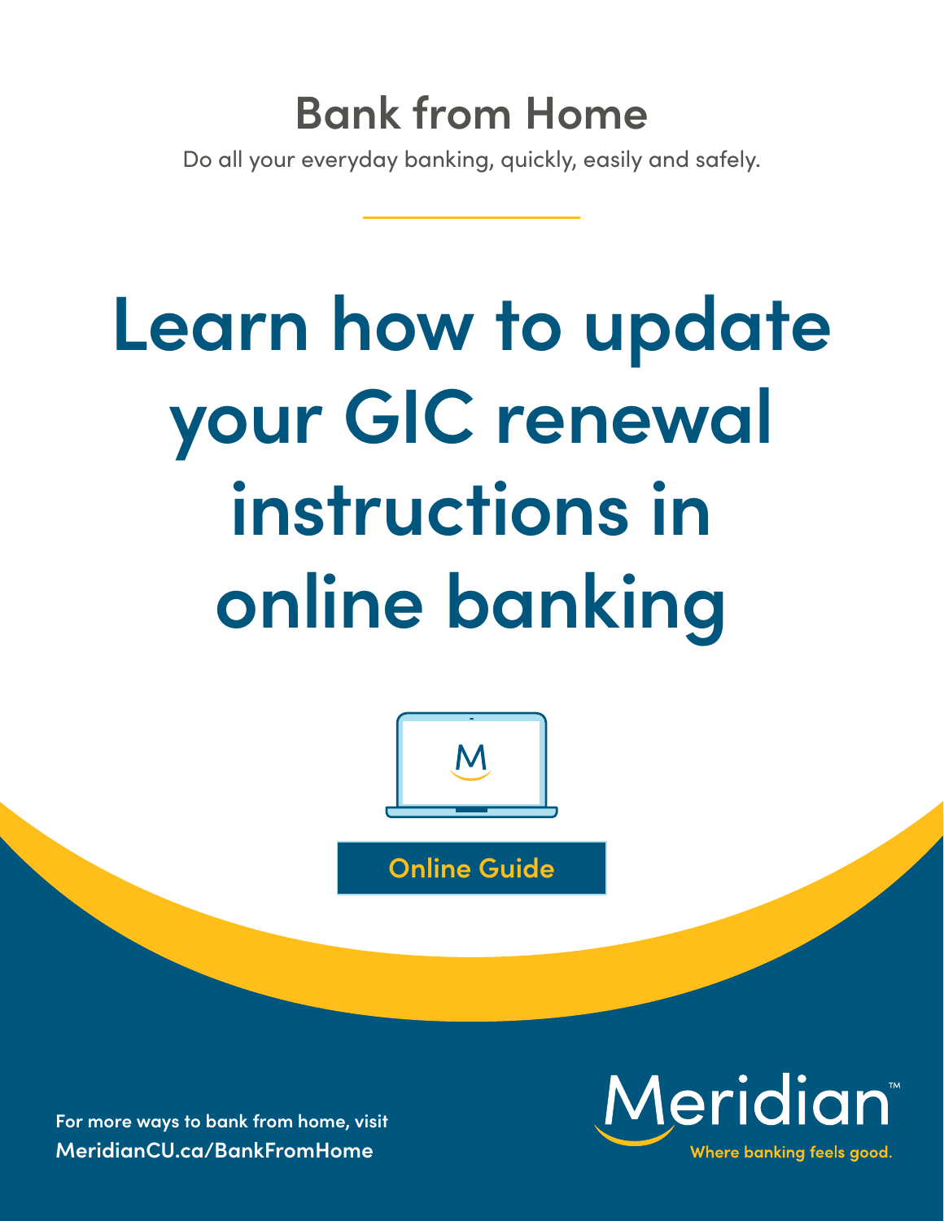## Bank from Home

Do all your everyday banking, quickly, easily and safely.

# Learn how to update your GIC renewal instructions in online banking

**Online Guide**

**For more ways to bank from home, visit**
**MeridianCU.ca/BankFromHome**

Meridian™

Where banking feels good.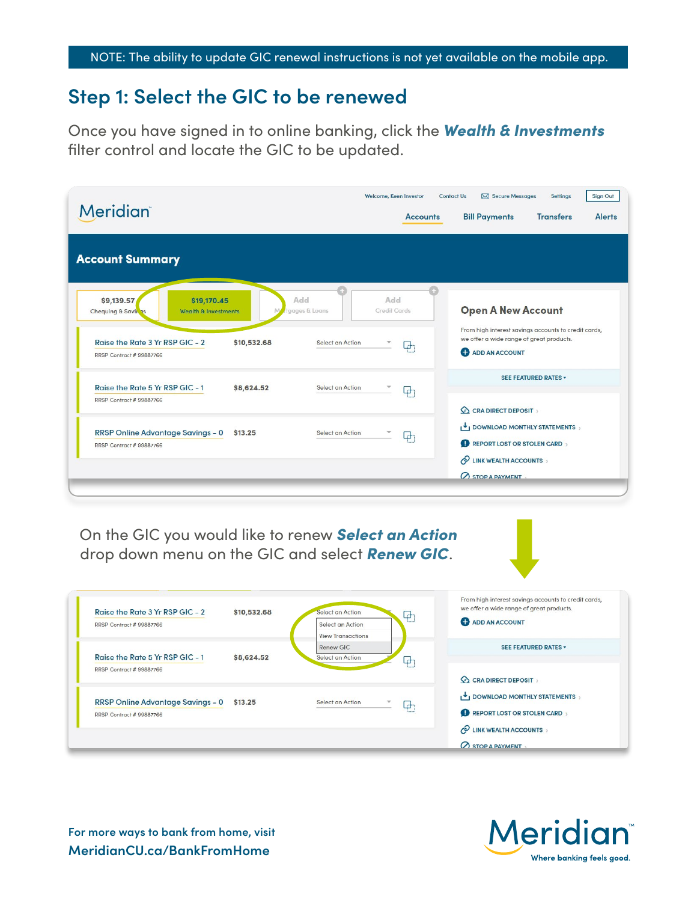NOTE: The ability to update GIC renewal instructions is not yet available on the mobile app.

## Step 1: Select the GIC to be renewed

Once you have signed in to online banking, click the ***Wealth & Investments*** filter control and locate the GIC to be updated.

On the GIC you would like to renew ***Select an Action*** drop down menu on the GIC and select ***Renew GIC***.

For more ways to bank from home, visit
**MeridianCU.ca/BankFromHome**

Meridian™
Where banking feels good.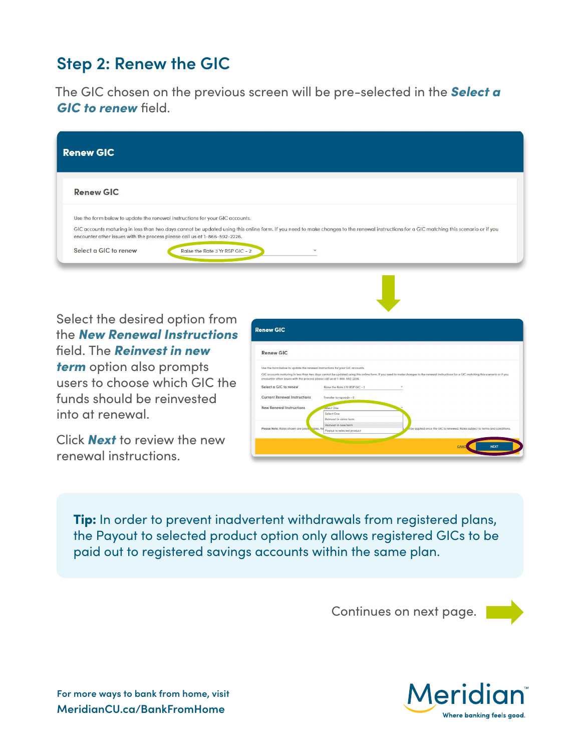## Step 2: Renew the GIC

The GIC chosen on the previous screen will be pre-selected in the ***Select a GIC to renew*** field.

**Renew GIC**

**Renew GIC**

Use the form below to update the renewal instructions for your GIC accounts.

GIC accounts maturing in less than two days cannot be updated using this online form. If you need to make changes to the renewal instructions for a GIC matching this scenario or if you encounter other issues with the process please call us at 1-866-592-2226.

Select a GIC to renew: Raise the Rate 3 Yr RSP GIC - 2

Select the desired option from the ***New Renewal Instructions*** field. The ***Reinvest in new term*** option also prompts users to choose which GIC the funds should be reinvested into at renewal.

Click ***Next*** to review the new renewal instructions.

**Tip:** In order to prevent inadvertent withdrawals from registered plans, the Payout to selected product option only allows registered GICs to be paid out to registered savings accounts within the same plan.

Continues on next page.

For more ways to bank from home, visit
MeridianCU.ca/BankFromHome

Meridian™ Where banking feels good.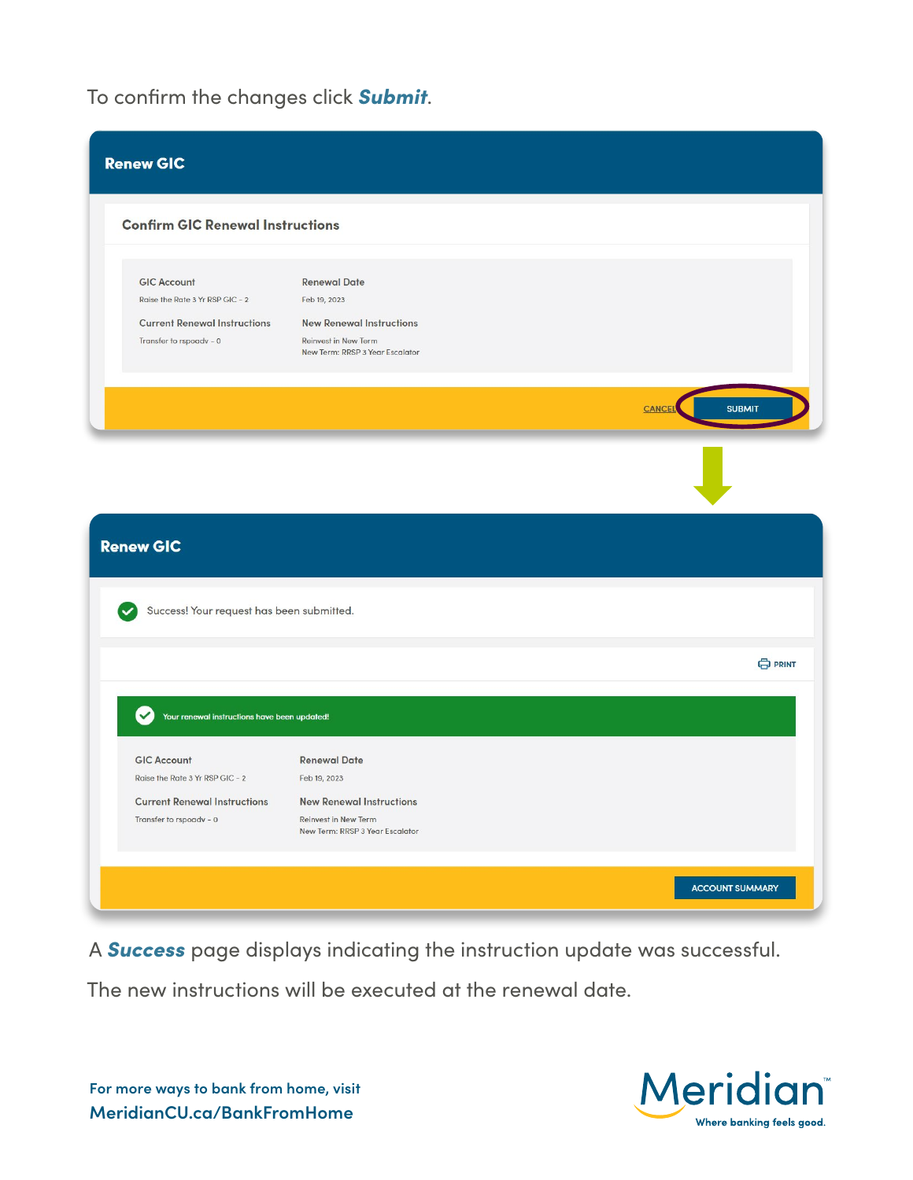To confirm the changes click ***Submit***.

**Renew GIC**

**Confirm GIC Renewal Instructions**

GIC Account
Raise the Rate 3 Yr RSP GIC - 2

Renewal Date
Feb 19, 2023

Current Renewal Instructions
Transfer to rspoadv - 0

New Renewal Instructions
Reinvest in New Term
New Term: RRSP 3 Year Escalator

CANCEL SUBMIT

**Renew GIC**

Success! Your request has been submitted.

PRINT

Your renewal instructions have been updated!

GIC Account
Raise the Rate 3 Yr RSP GIC - 2

Renewal Date
Feb 19, 2023

Current Renewal Instructions
Transfer to rspoadv - 0

New Renewal Instructions
Reinvest in New Term
New Term: RRSP 3 Year Escalator

ACCOUNT SUMMARY

A ***Success*** page displays indicating the instruction update was successful.

The new instructions will be executed at the renewal date.

For more ways to bank from home, visit
**MeridianCU.ca/BankFromHome**

Meridian™
Where banking feels good.